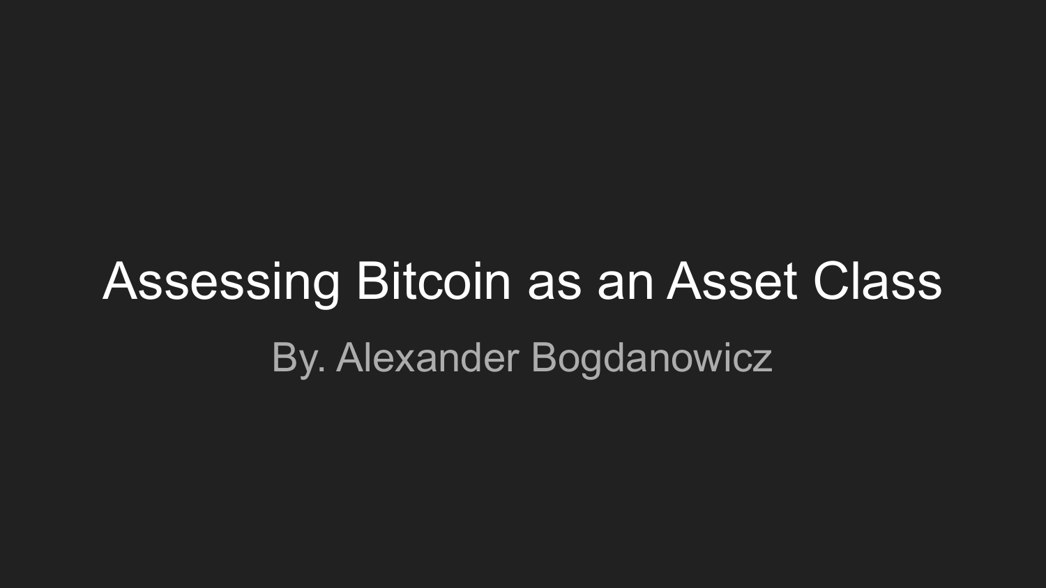# Assessing Bitcoin as an Asset Class

By. Alexander Bogdanowicz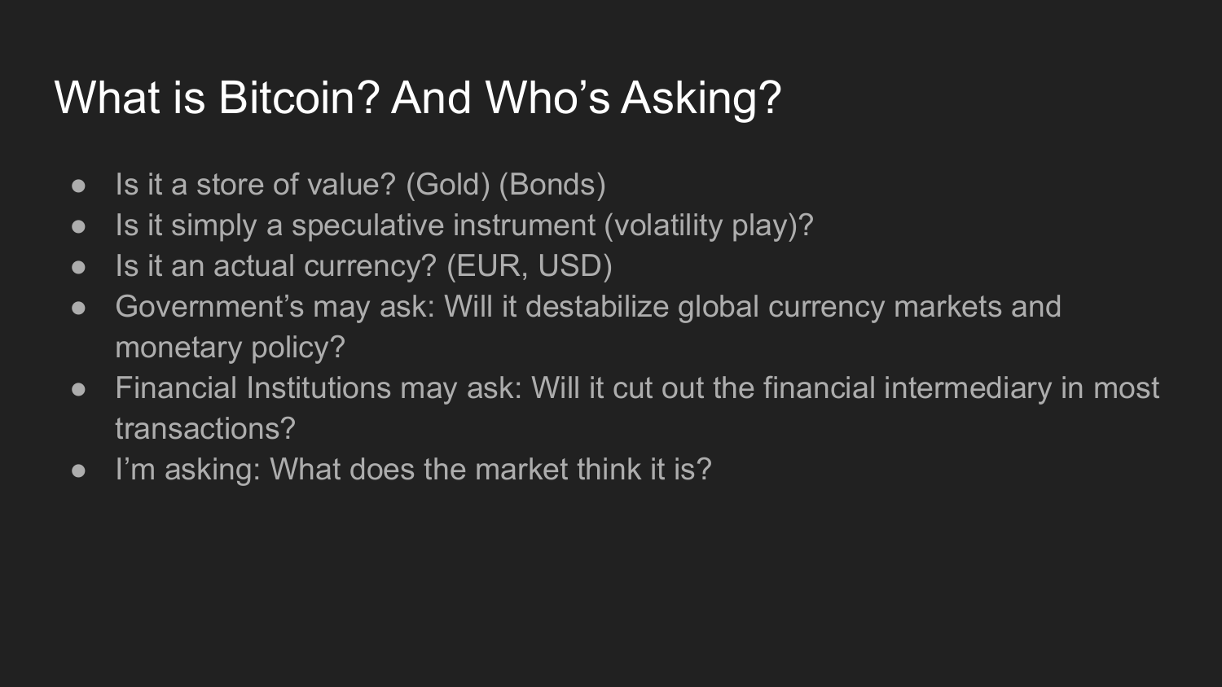# What is Bitcoin? And Who's Asking?

- Is it a store of value? (Gold) (Bonds)
- Is it simply a speculative instrument (volatility play)?
- Is it an actual currency? (EUR, USD)
- Government's may ask: Will it destabilize global currency markets and monetary policy?
- Financial Institutions may ask: Will it cut out the financial intermediary in most transactions?
- I'm asking: What does the market think it is?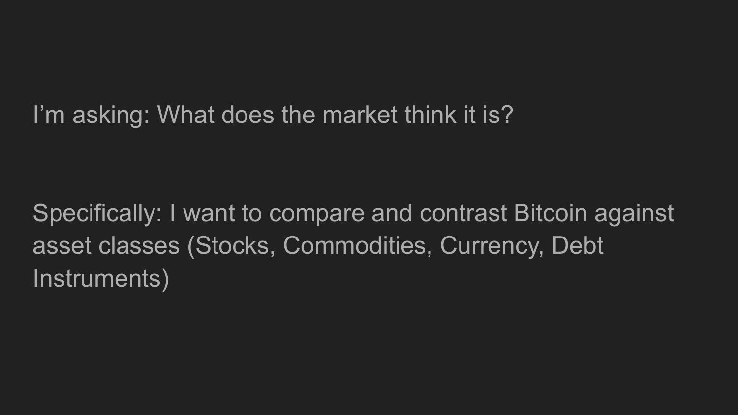I’m asking: What does the market think it is?

Specifically: I want to compare and contrast Bitcoin against asset classes (Stocks, Commodities, Currency, Debt Instruments)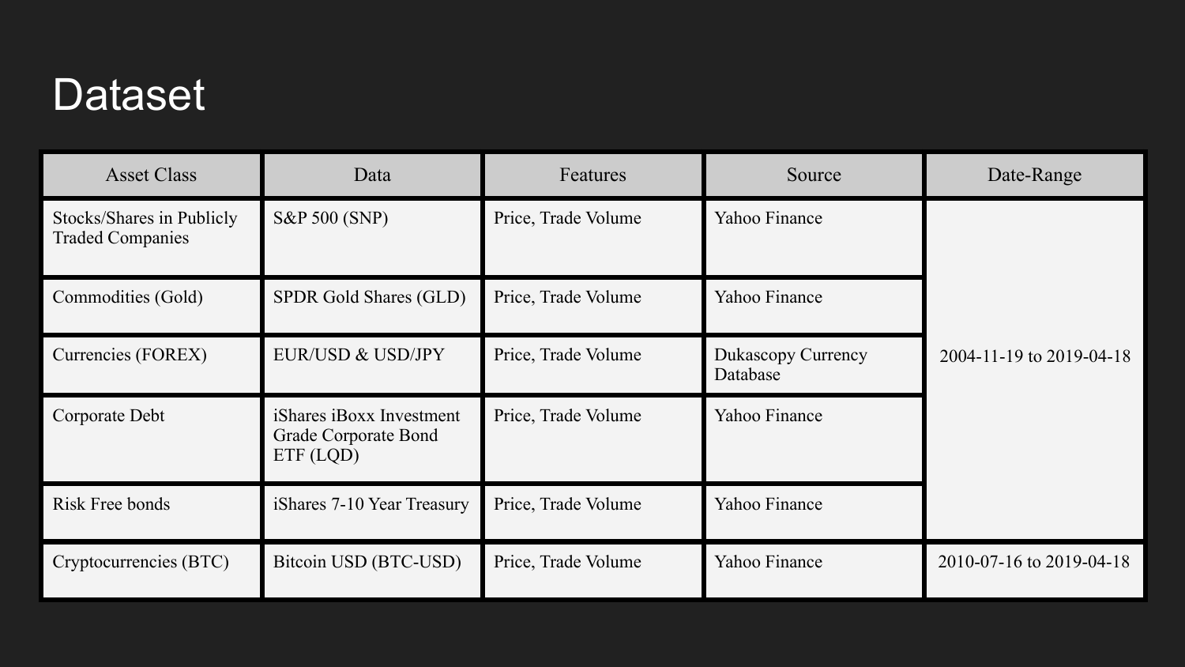# Dataset

| Asset Class | Data | Features | Source | Date-Range |
| --- | --- | --- | --- | --- |
| Stocks/Shares in Publicly Traded Companies | S&P 500 (SNP) | Price, Trade Volume | Yahoo Finance | 2004-11-19 to 2019-04-18 |
| Commodities (Gold) | SPDR Gold Shares (GLD) | Price, Trade Volume | Yahoo Finance | |
| Currencies (FOREX) | EUR/USD & USD/JPY | Price, Trade Volume | Dukascopy Currency Database | |
| Corporate Debt | iShares iBoxx Investment Grade Corporate Bond ETF (LQD) | Price, Trade Volume | Yahoo Finance | |
| Risk Free bonds | iShares 7-10 Year Treasury | Price, Trade Volume | Yahoo Finance | |
| Cryptocurrencies (BTC) | Bitcoin USD (BTC-USD) | Price, Trade Volume | Yahoo Finance | 2010-07-16 to 2019-04-18 |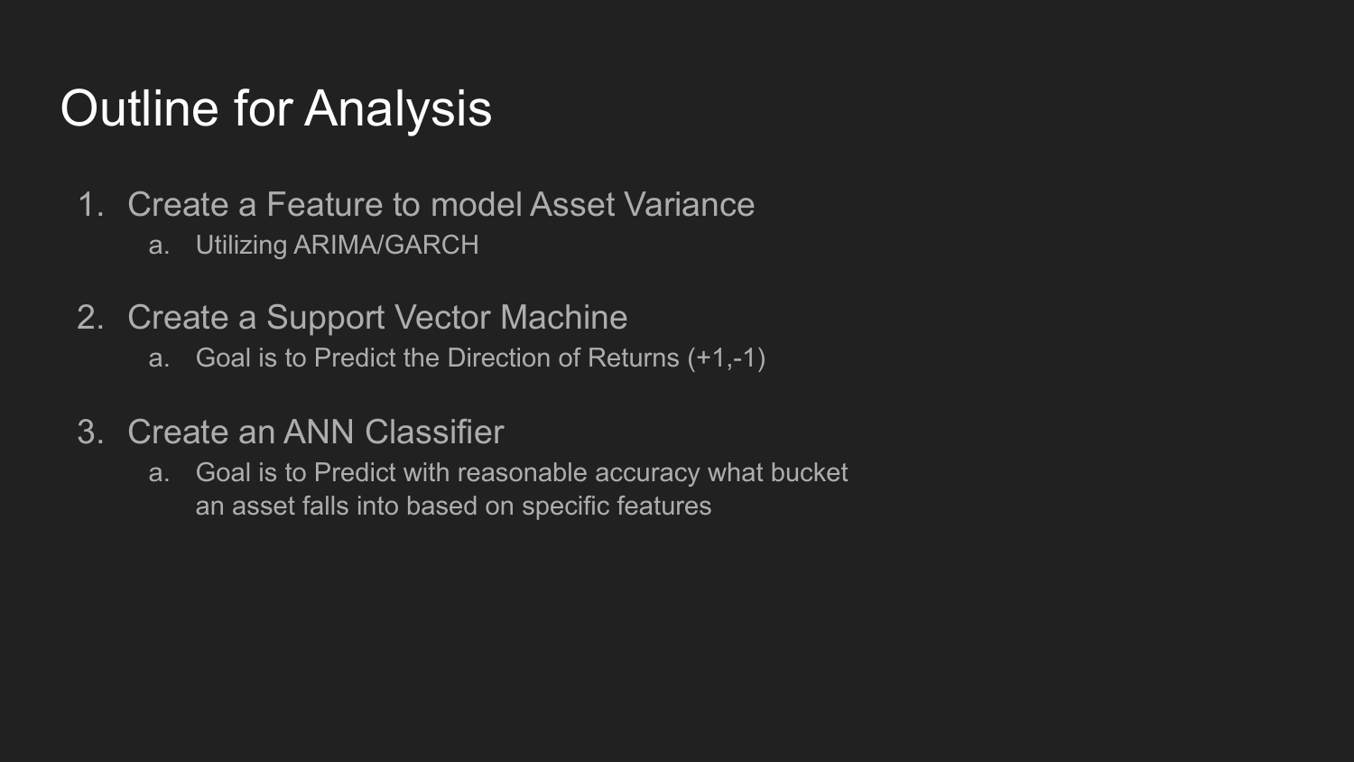# Outline for Analysis

1. Create a Feature to model Asset Variance
    a. Utilizing ARIMA/GARCH

2. Create a Support Vector Machine
    a. Goal is to Predict the Direction of Returns (+1,-1)

3. Create an ANN Classifier
    a. Goal is to Predict with reasonable accuracy what bucket an asset falls into based on specific features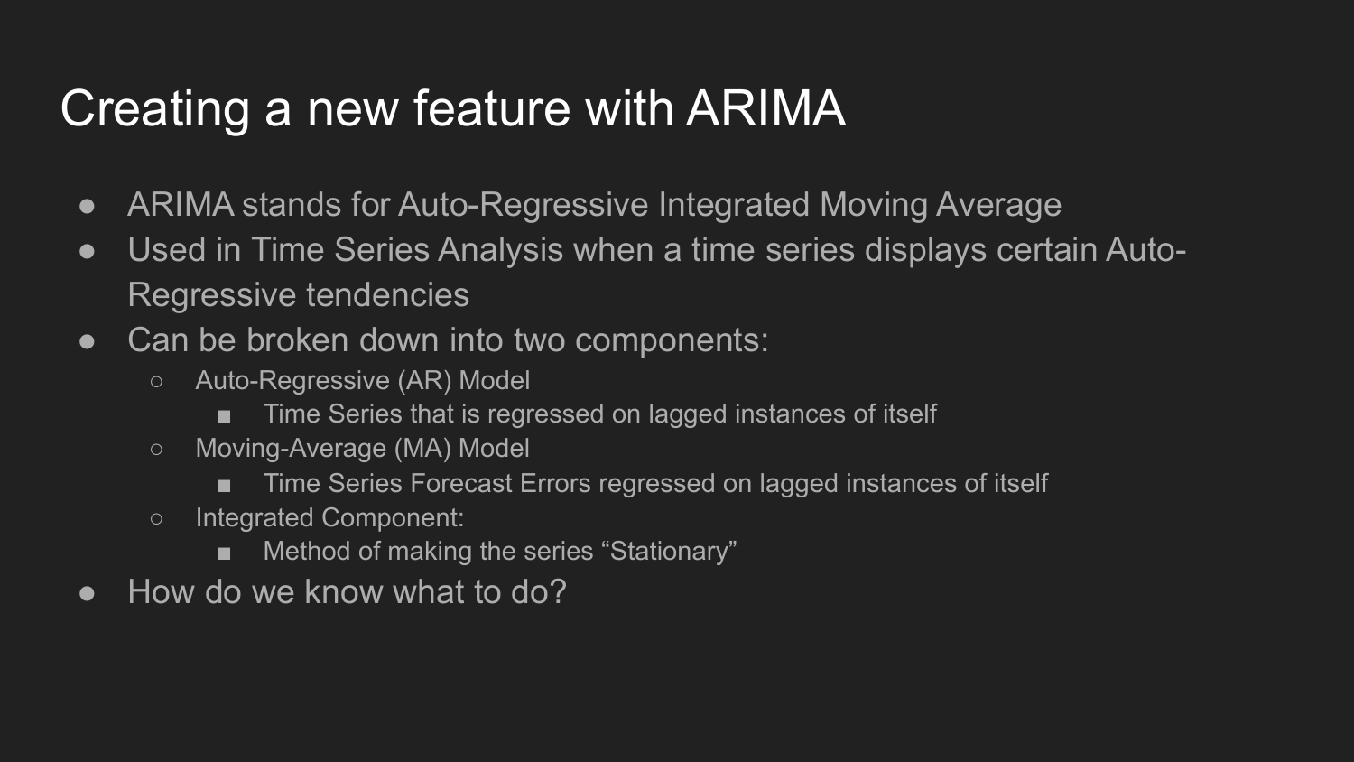# Creating a new feature with ARIMA

- ARIMA stands for Auto-Regressive Integrated Moving Average
- Used in Time Series Analysis when a time series displays certain Auto-Regressive tendencies
- Can be broken down into two components:
  - Auto-Regressive (AR) Model
    - Time Series that is regressed on lagged instances of itself
  - Moving-Average (MA) Model
    - Time Series Forecast Errors regressed on lagged instances of itself
  - Integrated Component:
    - Method of making the series "Stationary"
- How do we know what to do?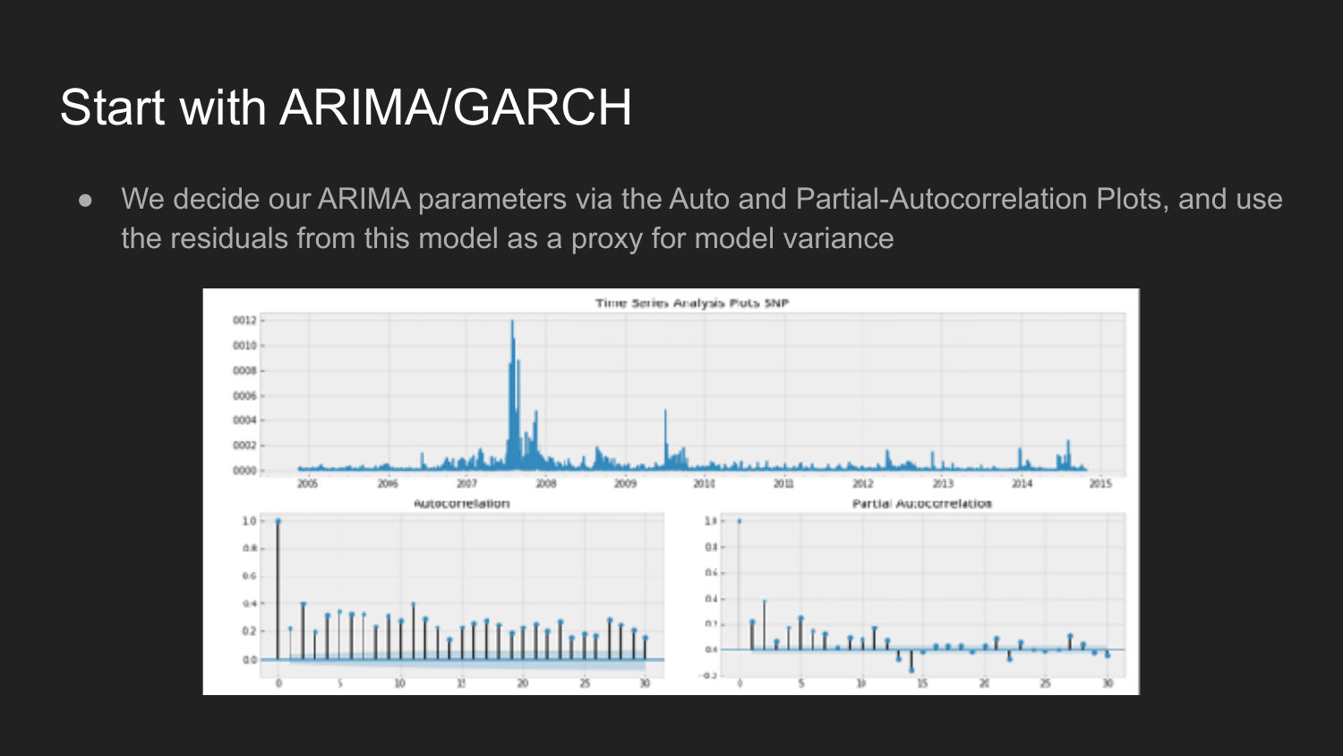# Start with ARIMA/GARCH

- We decide our ARIMA parameters via the Auto and Partial-Autocorrelation Plots, and use the residuals from this model as a proxy for model variance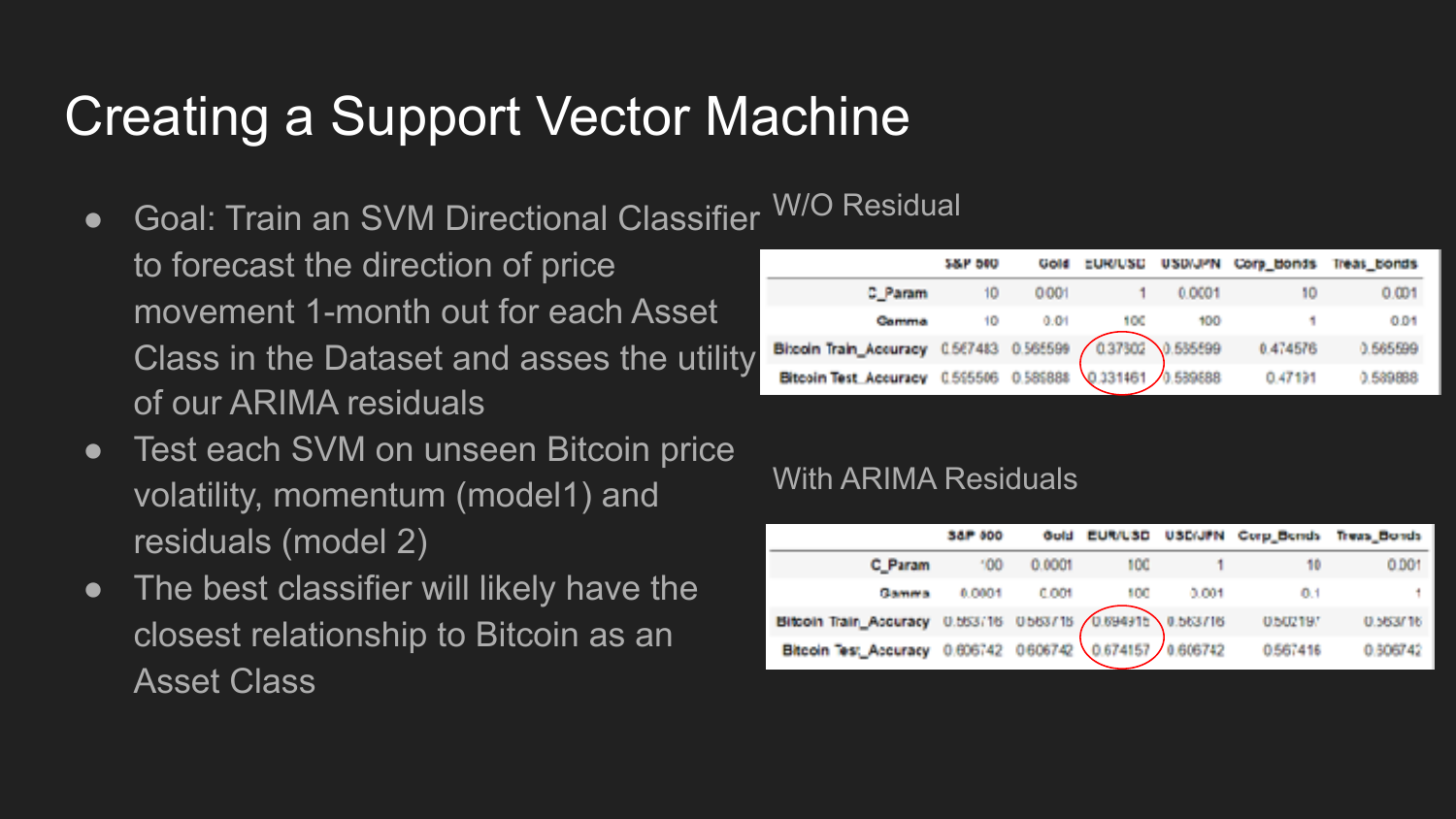# Creating a Support Vector Machine

- Goal: Train an SVM Directional Classifier to forecast the direction of price movement 1-month out for each Asset Class in the Dataset and asses the utility of our ARIMA residuals
- Test each SVM on unseen Bitcoin price volatility, momentum (model1) and residuals (model 2)
- The best classifier will likely have the closest relationship to Bitcoin as an Asset Class

W/O Residual

| | S&P 500 | Gold | EUR/USD | USD/JPN | Corp_Bonds | Treas_Bonds |
|---|---|---|---|---|---|---|
| C_Param | 10 | 0.001 | 1 | 0.0001 | 10 | 0.001 |
| Gamma | 10 | 0.01 | 100 | 100 | 1 | 0.01 |
| Bitcoin Train_Accuracy | 0.567483 | 0.565599 | 0.37302 | 0.565599 | 0.474576 | 0.565599 |
| Bitcoin Test_Accuracy | 0.565506 | 0.589888 | 0.331461 | 0.589888 | 0.47191 | 0.589888 |

With ARIMA Residuals

| | S&P 500 | Gold | EUR/USD | USD/JPN | Corp_Bonds | Treas_Bonds |
|---|---|---|---|---|---|---|
| C_Param | 100 | 0.0001 | 100 | 1 | 10 | 0.001 |
| Gamma | 0.0001 | 0.001 | 100 | 0.001 | 0.1 | 1 |
| Bitcoin Train_Accuracy | 0.563716 | 0.563716 | 0.694915 | 0.563716 | 0.502197 | 0.563716 |
| Bitcoin Test_Accuracy | 0.606742 | 0.606742 | 0.674157 | 0.606742 | 0.567416 | 0.606742 |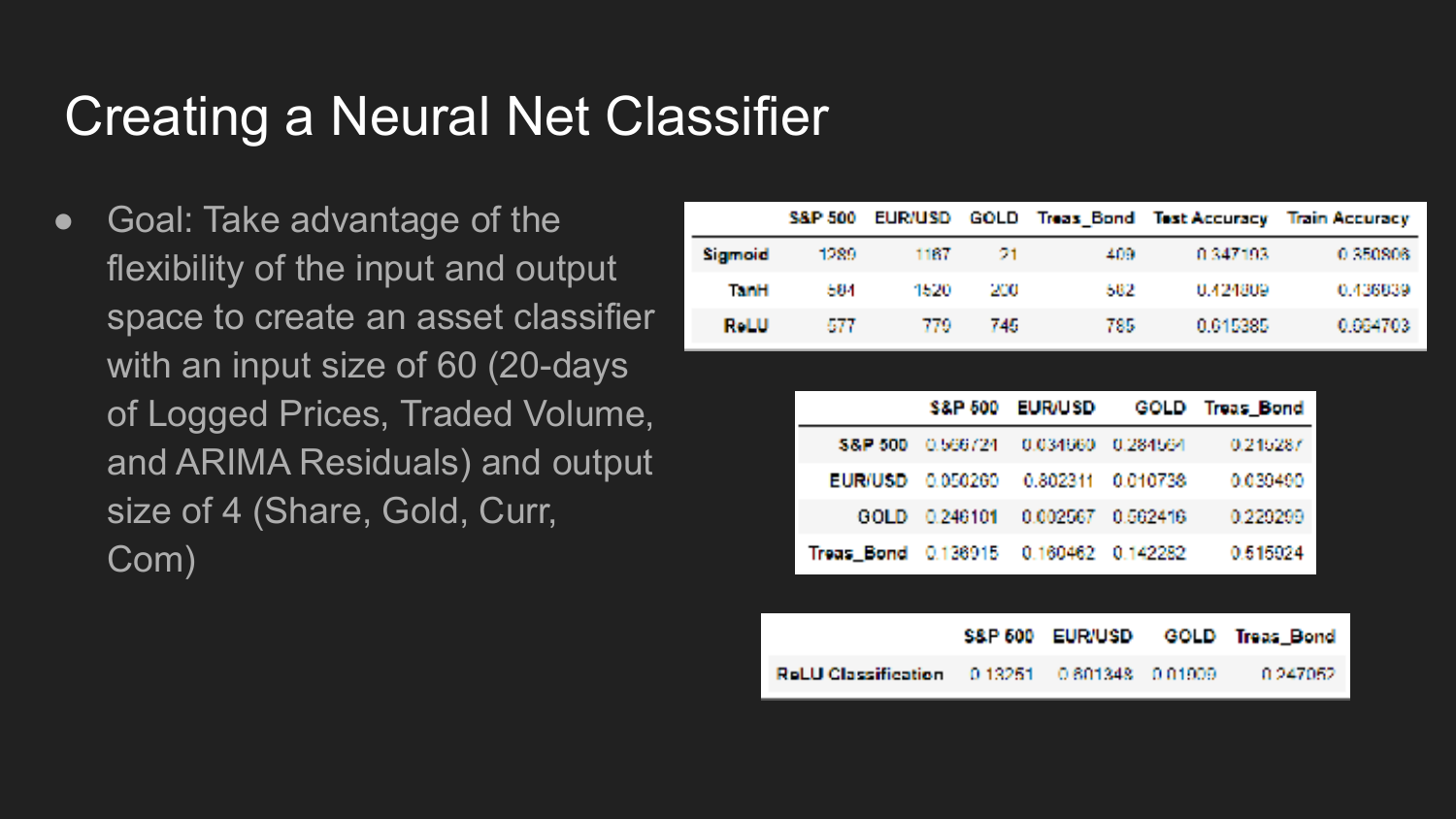# Creating a Neural Net Classifier

- Goal: Take advantage of the flexibility of the input and output space to create an asset classifier with an input size of 60 (20-days of Logged Prices, Traded Volume, and ARIMA Residuals) and output size of 4 (Share, Gold, Curr, Com)

| | S&P 500 | EUR/USD | GOLD | Treas_Bond | Test Accuracy | Train Accuracy |
|---|---|---|---|---|---|---|
| Sigmoid | 1280 | 1167 | 21 | 409 | 0.347103 | 0.350808 |
| TanH | 584 | 1520 | 200 | 582 | 0.424809 | 0.436039 |
| ReLU | 577 | 779 | 745 | 785 | 0.615385 | 0.664703 |

| | S&P 500 | EUR/USD | GOLD | Treas_Bond |
|---|---|---|---|---|
| S&P 500 | 0.566724 | 0.034560 | 0.284564 | 0.216287 |
| EUR/USD | 0.050260 | 0.802311 | 0.010738 | 0.030400 |
| GOLD | 0.246101 | 0.002567 | 0.562416 | 0.220289 |
| Treas_Bond | 0.136915 | 0.160462 | 0.142282 | 0.515924 |

| | S&P 500 | EUR/USD | GOLD | Treas_Bond |
|---|---|---|---|---|
| ReLU Classification | 0.13251 | 0.801348 | 0.01009 | 0.247052 |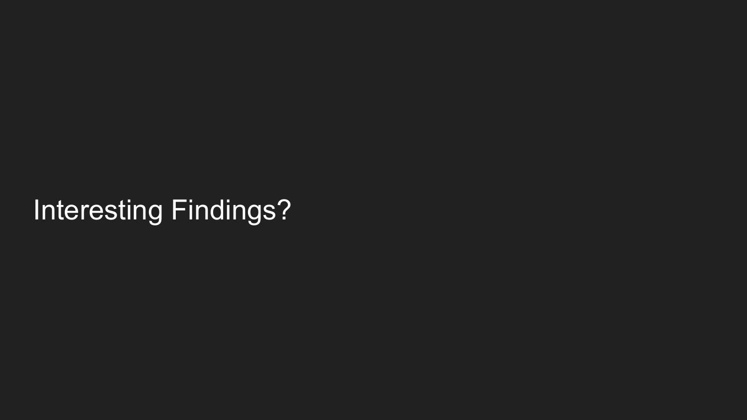# Interesting Findings?